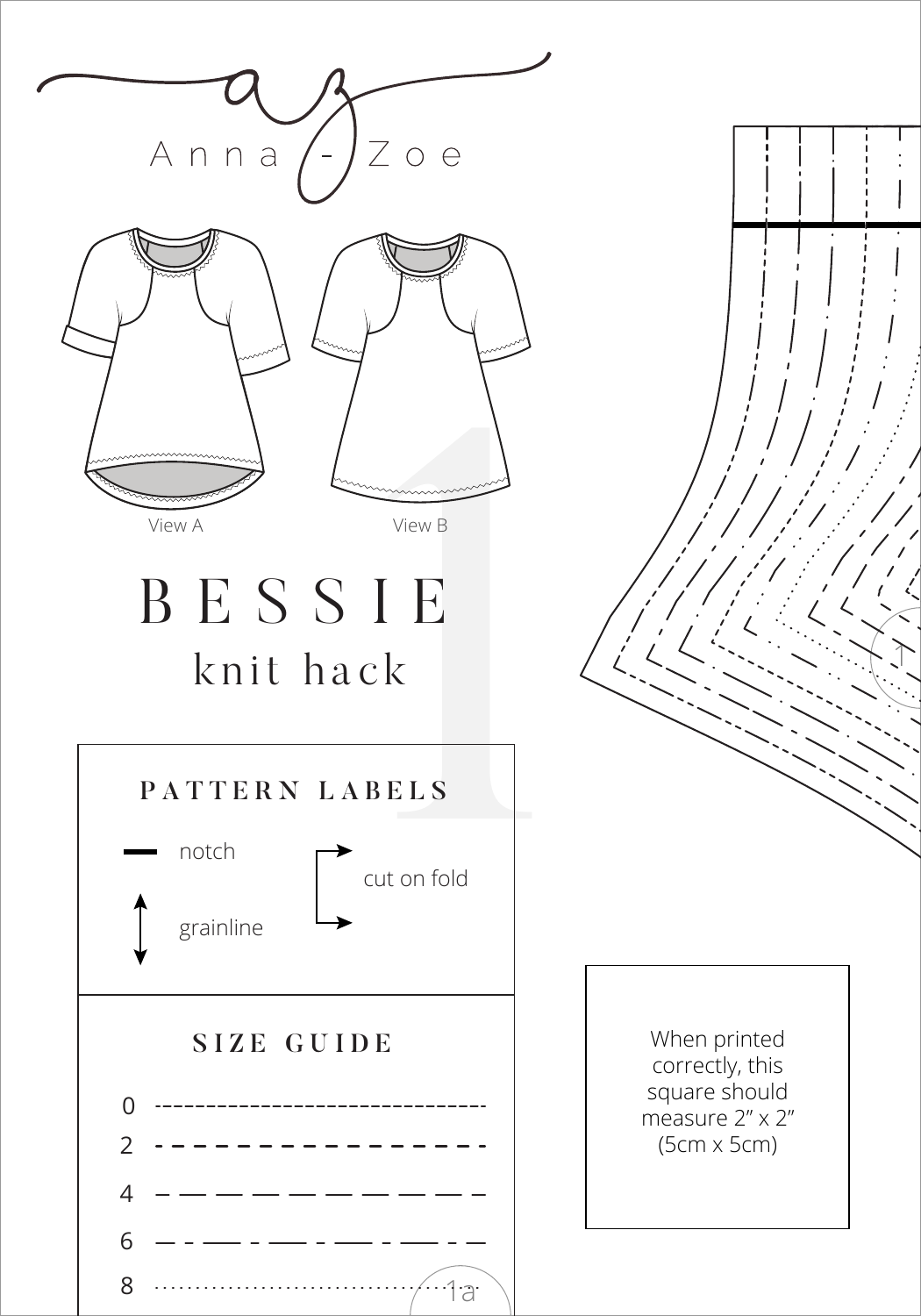Anna - Zoe

View A

View B

# BESSIE
## knit hack

### PATTERN LABELS

notch

grainline

cut on fold

### SIZE GUIDE

0

2

4

6

8

When printed correctly, this square should measure 2" x 2" (5cm x 5cm)

1

1a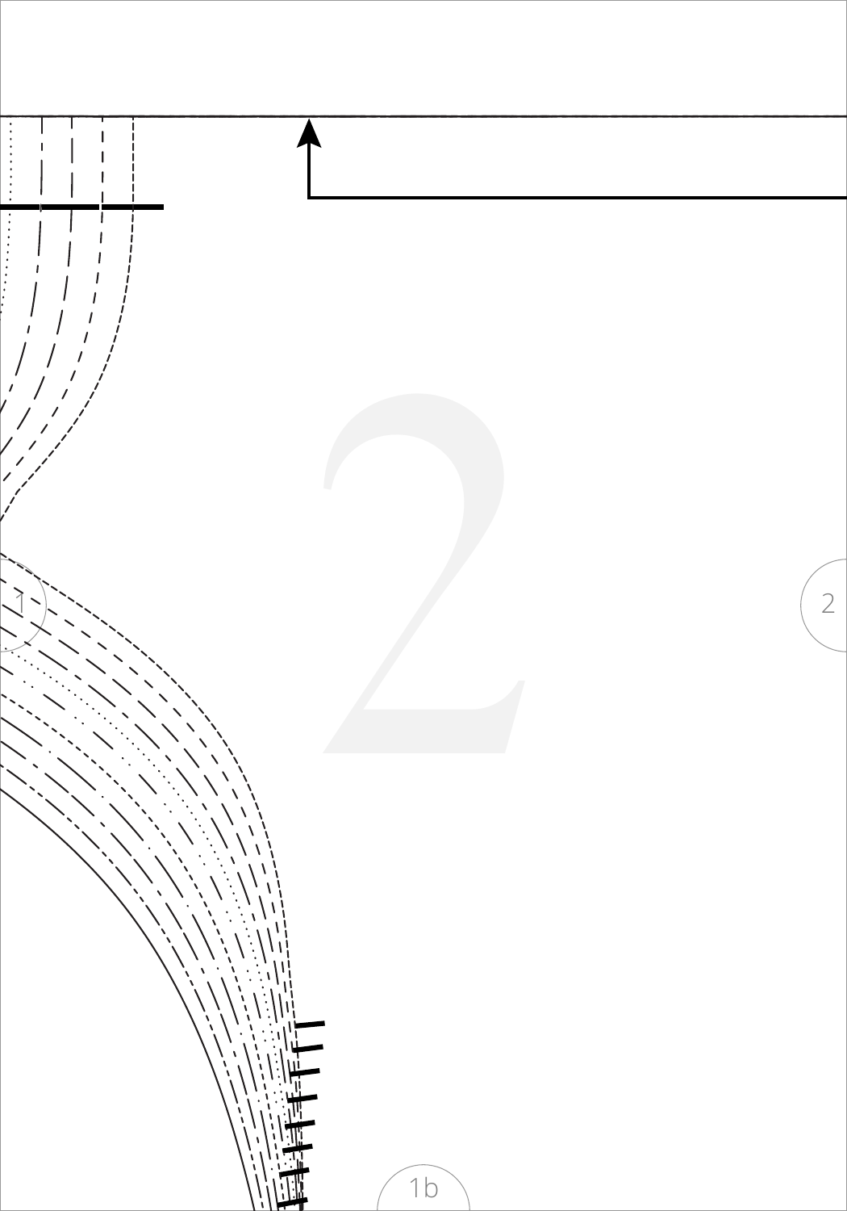2

1

2

1b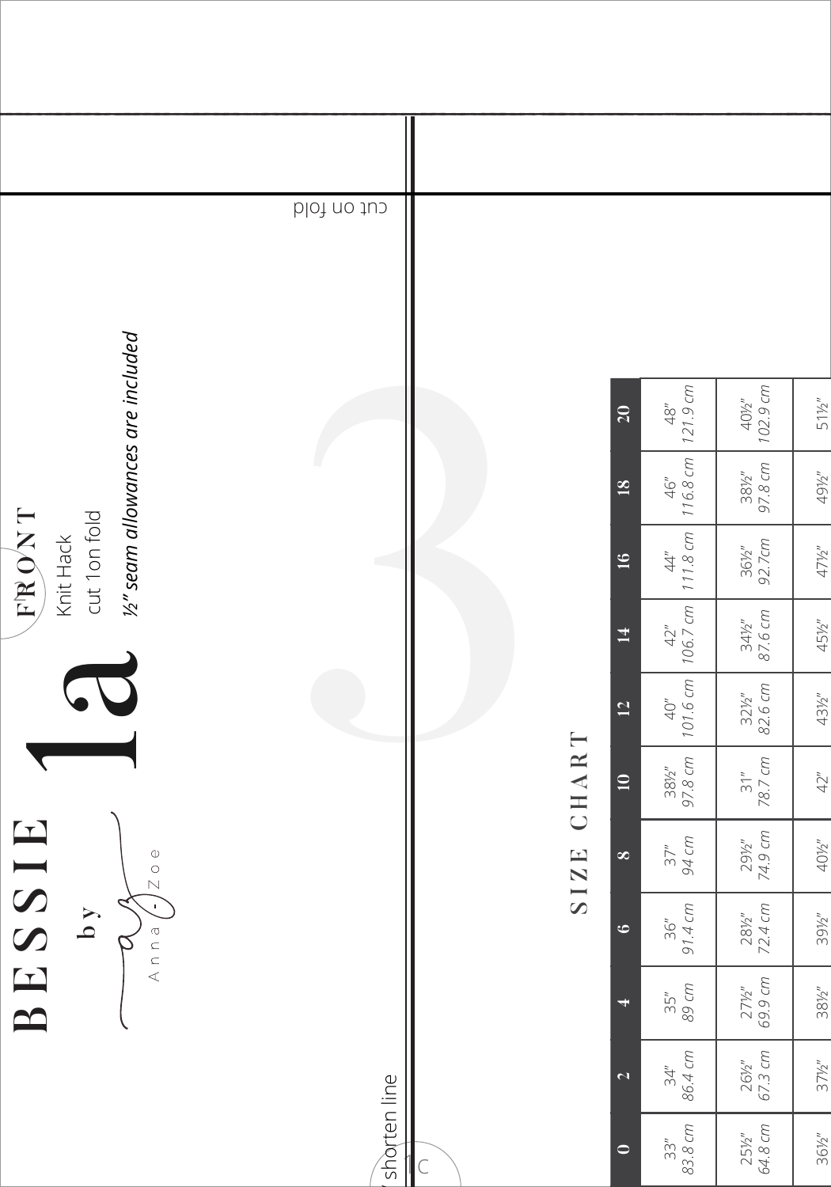# BESSIE

by Anna-Zoe

## 1a

**FRONT**

Knit Hack

cut 1 on fold

*½" seam allowances are included*

cut on fold

shorten line

## SIZE CHART

| 0 | 2 | 4 | 6 | 8 | 10 | 12 | 14 | 16 | 18 | 20 |
|---|---|---|---|---|---|---|---|---|---|---|
| 33" 83.8 cm | 34" 86.4 cm | 35" 89 cm | 36" 91.4 cm | 37" 94 cm | 38½" 97.8 cm | 40" 101.6 cm | 42" 106.7 cm | 44" 111.8 cm | 46" 116.8 cm | 48" 121.9 cm |
| 25½" 64.8 cm | 26½" 67.3 cm | 27½" 69.9 cm | 28½" 72.4 cm | 29½" 74.9 cm | 31" 78.7 cm | 32½" 82.6 cm | 34½" 87.6 cm | 36½" 92.7cm | 38½" 97.8 cm | 40½" 102.9 cm |
| 36½" | 37½" | 38½" | 39½" | 40½" | 42" | 43½" | 45½" | 47½" | 49½" | 51½" |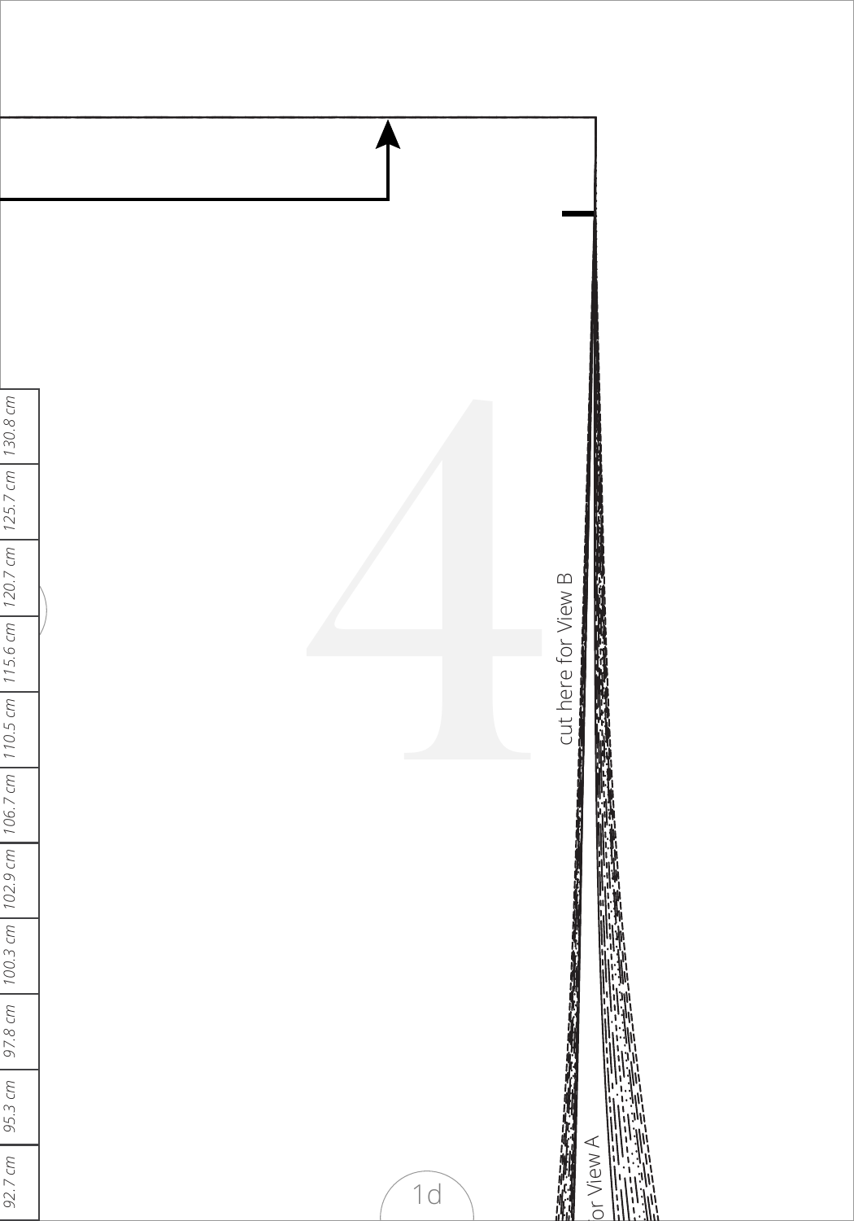| 92.7 cm | 95.3 cm | 97.8 cm | 100.3 cm | 102.9 cm | 106.7 cm | 110.5 cm | 115.6 cm | 120.7 cm | 125.7 cm | 130.8 cm |
| --- | --- | --- | --- | --- | --- | --- | --- | --- | --- | --- |

4

cut here for View B

or View A

1d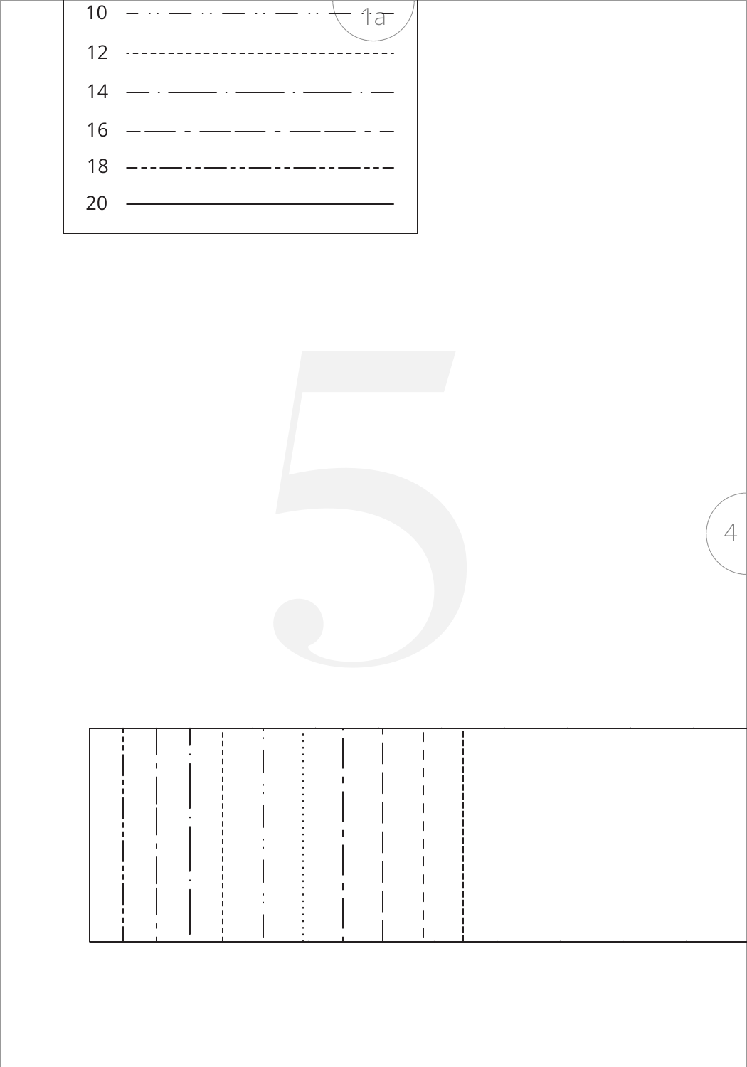| | |
|---|---|
| 10 | — ·· — ·· — ·· — ·· — |
| 12 | - - - - - - - - - - - - - - - - |
| 14 | — · —— · —— · —— · — |
| 16 | — —— - —— —— - —— —— - — |
| 18 | - - · — - · — - · — - · — - · - - |
| 20 | ———————————— |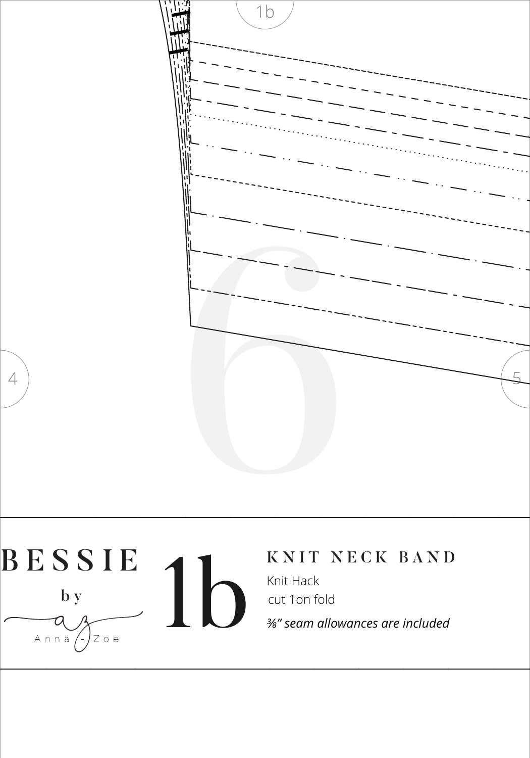# BESSIE

by Anna-Zoe

# 1b

## KNIT NECK BAND

Knit Hack

cut 1on fold

*⅜" seam allowances are included*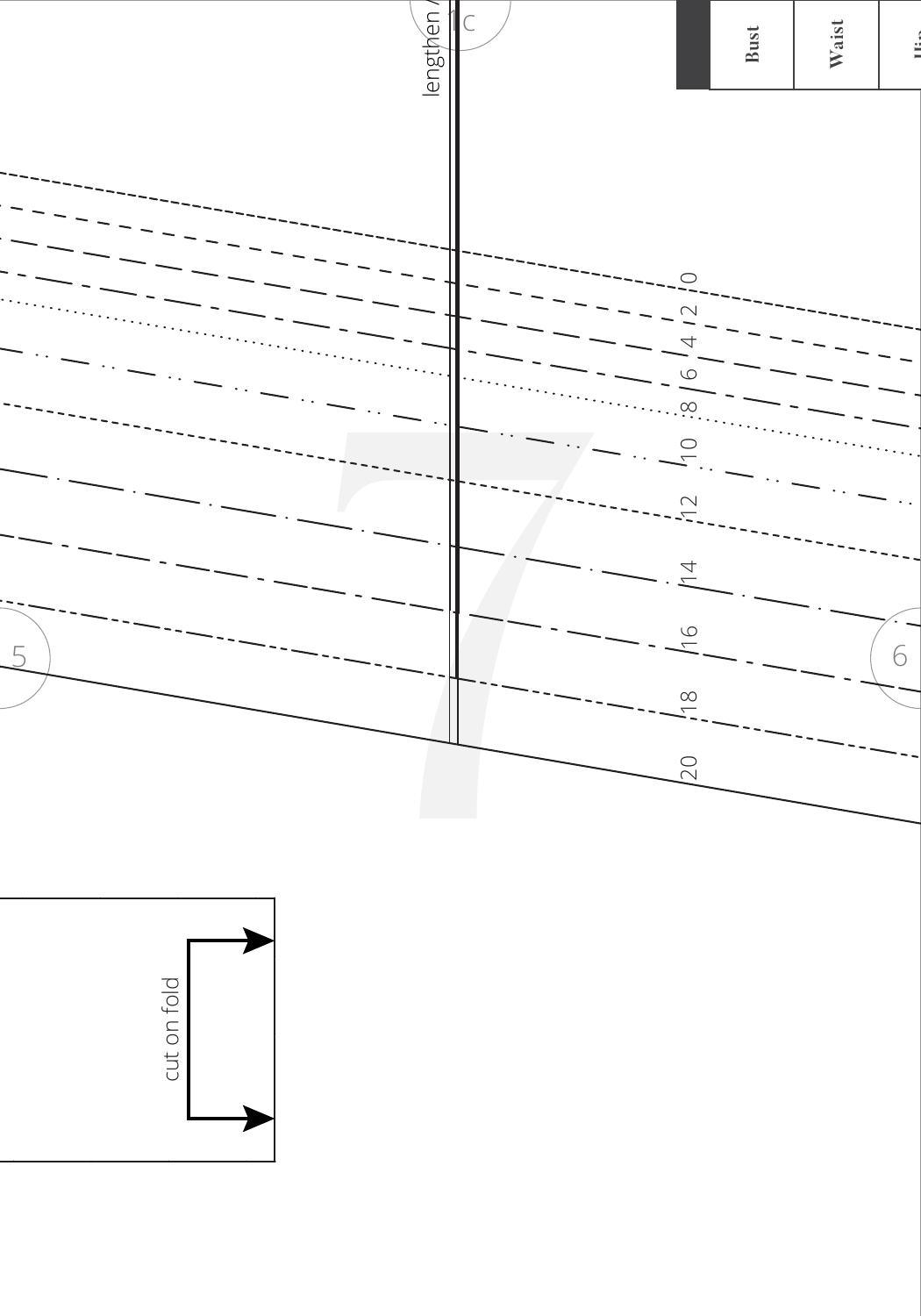lengthen /

1c

| Bust | Waist | Hip |
| --- | --- | --- |

0

2

4

6

8

10

12

14

16

18

20

5

6

cut on fold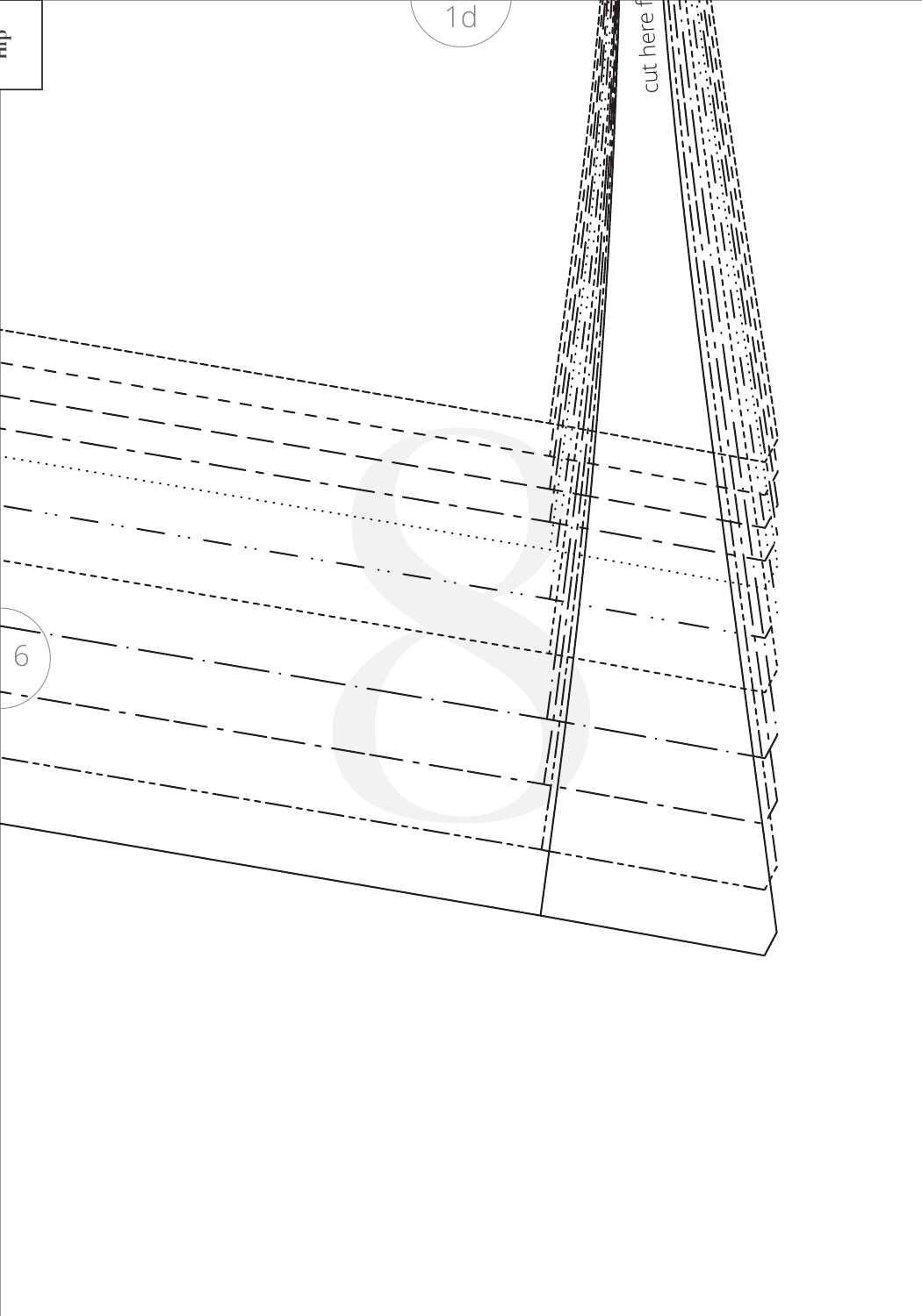1d

cut here f

6